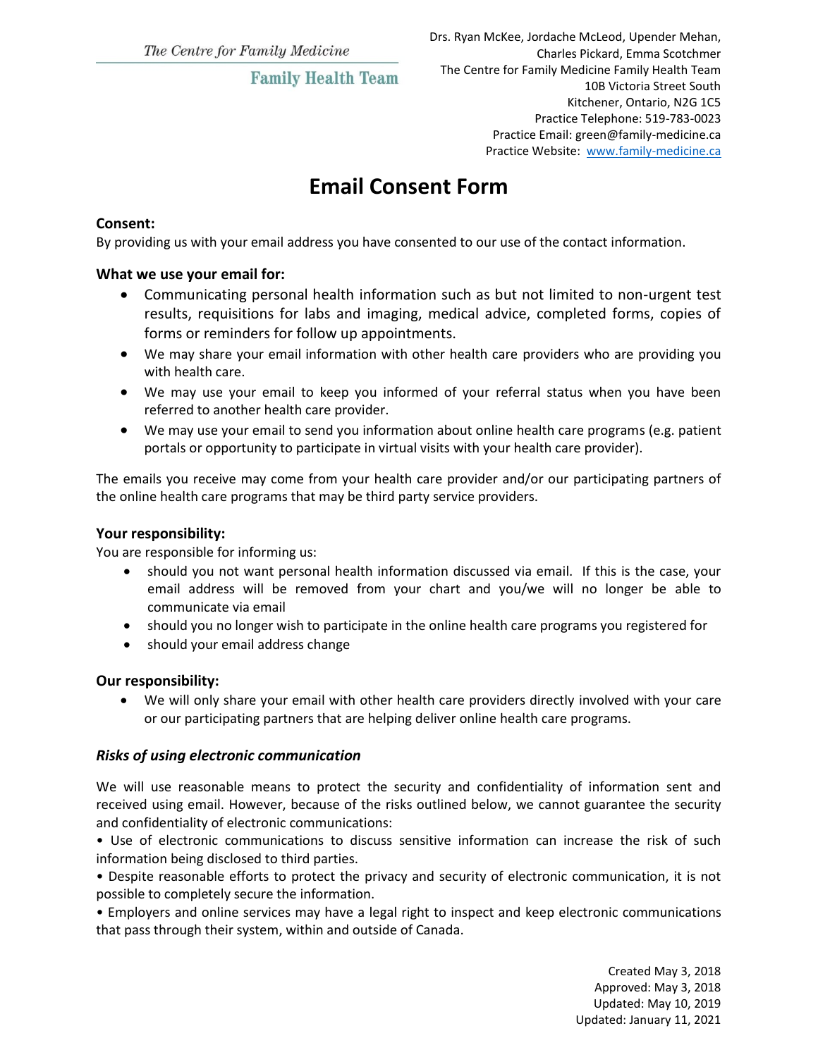The Centre for Family Medicine

Family Health Team

Drs. Ryan McKee, Jordache McLeod, Upender Mehan, Charles Pickard, Emma Scotchmer
The Centre for Family Medicine Family Health Team
10B Victoria Street South
Kitchener, Ontario, N2G 1C5
Practice Telephone: 519-783-0023
Practice Email: green@family-medicine.ca
Practice Website: [www.family-medicine.ca](http://www.family-medicine.ca)

# Email Consent Form

**Consent:**
By providing us with your email address you have consented to our use of the contact information.

**What we use your email for:**

- Communicating personal health information such as but not limited to non-urgent test results, requisitions for labs and imaging, medical advice, completed forms, copies of forms or reminders for follow up appointments.
- We may share your email information with other health care providers who are providing you with health care.
- We may use your email to keep you informed of your referral status when you have been referred to another health care provider.
- We may use your email to send you information about online health care programs (e.g. patient portals or opportunity to participate in virtual visits with your health care provider).

The emails you receive may come from your health care provider and/or our participating partners of the online health care programs that may be third party service providers.

**Your responsibility:**
You are responsible for informing us:

- should you not want personal health information discussed via email. If this is the case, your email address will be removed from your chart and you/we will no longer be able to communicate via email
- should you no longer wish to participate in the online health care programs you registered for
- should your email address change

**Our responsibility:**

- We will only share your email with other health care providers directly involved with your care or our participating partners that are helping deliver online health care programs.

***Risks of using electronic communication***

We will use reasonable means to protect the security and confidentiality of information sent and received using email. However, because of the risks outlined below, we cannot guarantee the security and confidentiality of electronic communications:

• Use of electronic communications to discuss sensitive information can increase the risk of such information being disclosed to third parties.

• Despite reasonable efforts to protect the privacy and security of electronic communication, it is not possible to completely secure the information.

• Employers and online services may have a legal right to inspect and keep electronic communications that pass through their system, within and outside of Canada.

Created May 3, 2018
Approved: May 3, 2018
Updated: May 10, 2019
Updated: January 11, 2021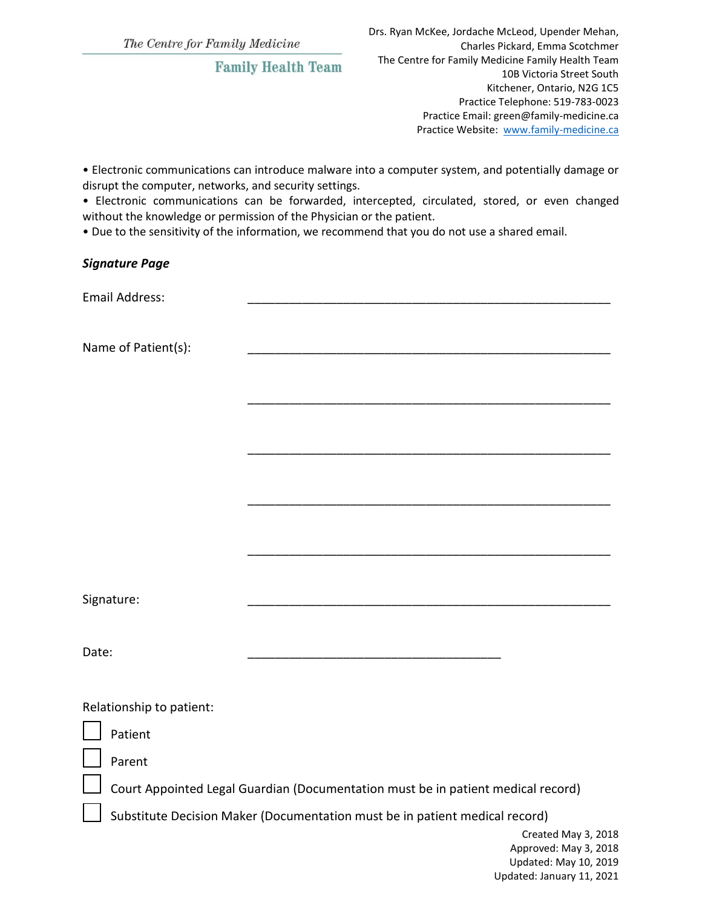The Centre for Family Medicine

**Family Health Team**

Drs. Ryan McKee, Jordache McLeod, Upender Mehan,
Charles Pickard, Emma Scotchmer
The Centre for Family Medicine Family Health Team
10B Victoria Street South
Kitchener, Ontario, N2G 1C5
Practice Telephone: 519-783-0023
Practice Email: green@family-medicine.ca
Practice Website: www.family-medicine.ca

• Electronic communications can introduce malware into a computer system, and potentially damage or disrupt the computer, networks, and security settings.
• Electronic communications can be forwarded, intercepted, circulated, stored, or even changed without the knowledge or permission of the Physician or the patient.
• Due to the sensitivity of the information, we recommend that you do not use a shared email.

***Signature Page***

Email Address: ______________________________________________________

Name of Patient(s): ______________________________________________________

______________________________________________________

______________________________________________________

______________________________________________________

______________________________________________________

Signature: ______________________________________________________

Date: ____________________________________

Relationship to patient:

☐ Patient

☐ Parent

☐ Court Appointed Legal Guardian (Documentation must be in patient medical record)

☐ Substitute Decision Maker (Documentation must be in patient medical record)

Created May 3, 2018
Approved: May 3, 2018
Updated: May 10, 2019
Updated: January 11, 2021